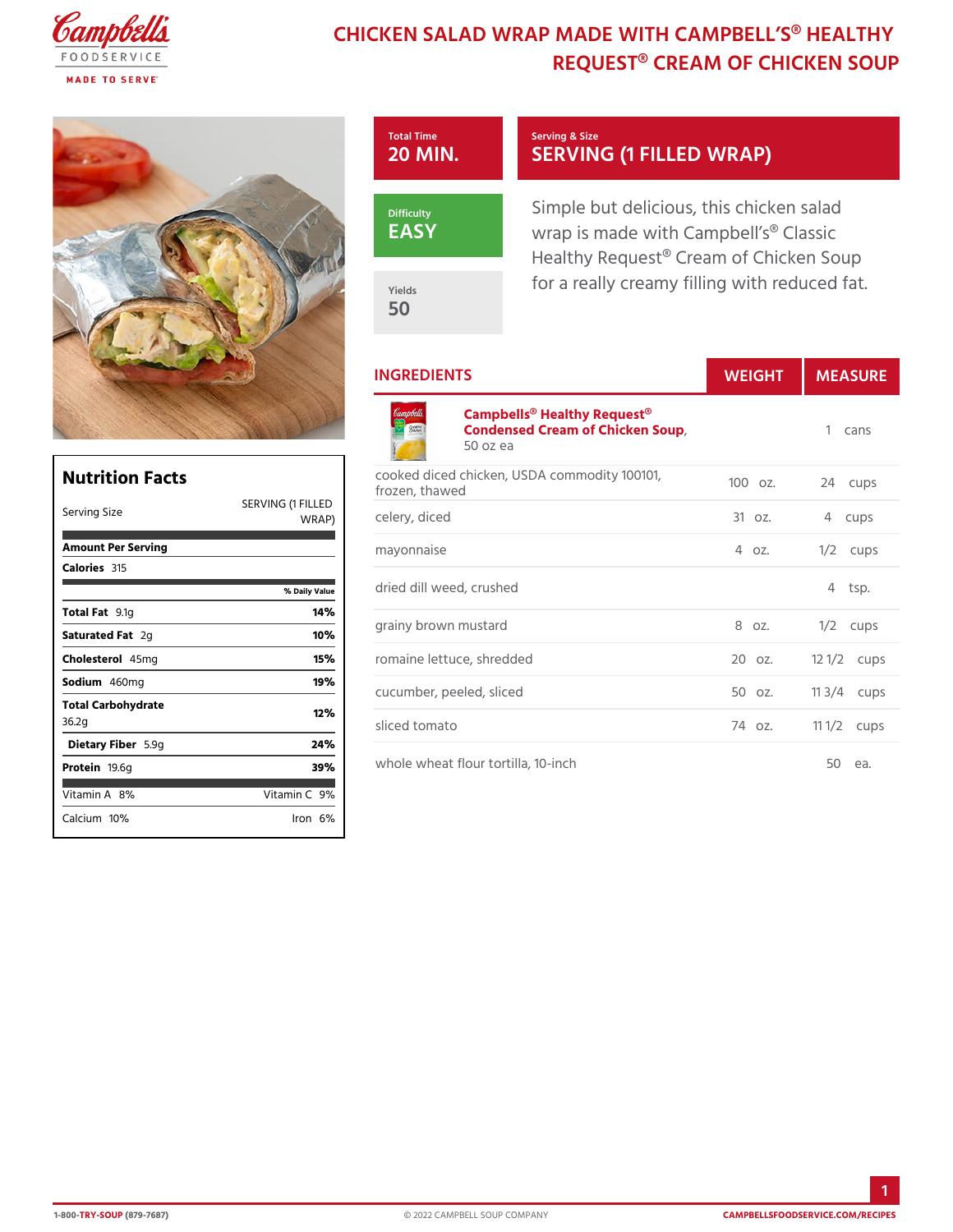# CHICKEN SALAD WRAP MADE WITH CAMPBELL'S® HEALTHY REQUEST® CREAM OF CHICKEN SOUP

**Total Time**
20 MIN.

**Serving & Size**
SERVING (1 FILLED WRAP)

**Difficulty**
EASY

**Yields**
50

Simple but delicious, this chicken salad wrap is made with Campbell's® Classic Healthy Request® Cream of Chicken Soup for a really creamy filling with reduced fat.

## INGREDIENTS

| Ingredient | Weight | | Measure | |
|---|---|---|---|---|
| **Campbells® Healthy Request® Condensed Cream of Chicken Soup**, 50 oz ea | | | 1 | cans |
| cooked diced chicken, USDA commodity 100101, frozen, thawed | 100 | oz. | 24 | cups |
| celery, diced | 31 | oz. | 4 | cups |
| mayonnaise | 4 | oz. | 1/2 | cups |
| dried dill weed, crushed | | | 4 | tsp. |
| grainy brown mustard | 8 | oz. | 1/2 | cups |
| romaine lettuce, shredded | 20 | oz. | 12 1/2 | cups |
| cucumber, peeled, sliced | 50 | oz. | 11 3/4 | cups |
| sliced tomato | 74 | oz. | 11 1/2 | cups |
| whole wheat flour tortilla, 10-inch | | | 50 | ea. |

## Nutrition Facts

| | |
|---|---|
| Serving Size | SERVING (1 FILLED WRAP) |
| **Amount Per Serving** | |
| **Calories** 315 | |
| | **% Daily Value** |
| **Total Fat** 9.1g | **14%** |
| **Saturated Fat** 2g | **10%** |
| **Cholesterol** 45mg | **15%** |
| **Sodium** 460mg | **19%** |
| **Total Carbohydrate** 36.2g | **12%** |
| **Dietary Fiber** 5.9g | **24%** |
| **Protein** 19.6g | **39%** |
| Vitamin A 8% | Vitamin C 9% |
| Calcium 10% | Iron 6% |

1-800-TRY-SOUP (879-7687) © 2022 CAMPBELL SOUP COMPANY CAMPBELLSFOODSERVICE.COM/RECIPES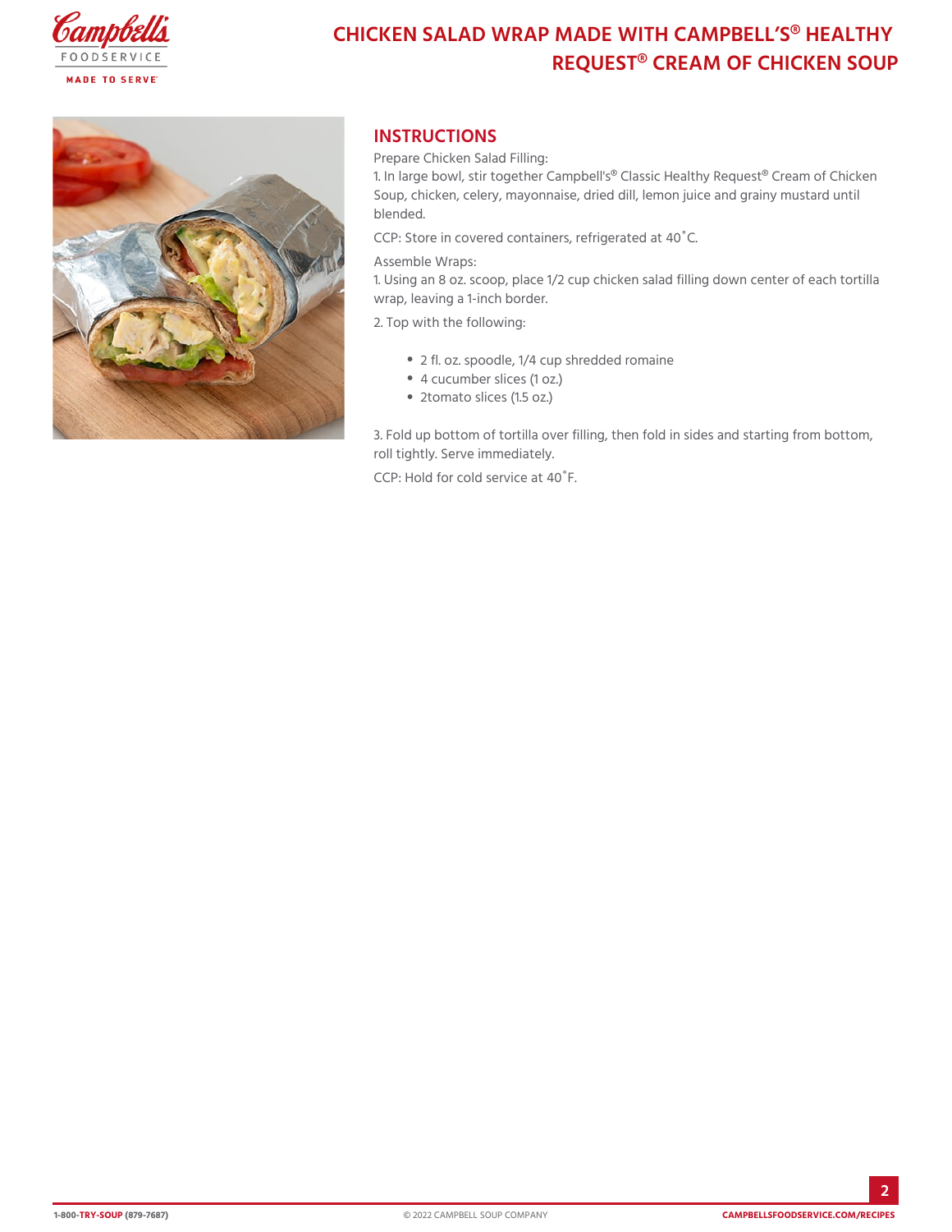## INSTRUCTIONS

Prepare Chicken Salad Filling:

1. In large bowl, stir together Campbell's® Classic Healthy Request® Cream of Chicken Soup, chicken, celery, mayonnaise, dried dill, lemon juice and grainy mustard until blended.

CCP: Store in covered containers, refrigerated at 40˚C.

Assemble Wraps:

1. Using an 8 oz. scoop, place 1/2 cup chicken salad filling down center of each tortilla wrap, leaving a 1-inch border.

2. Top with the following:

- 2 fl. oz. spoodle, 1/4 cup shredded romaine
- 4 cucumber slices (1 oz.)
- 2tomato slices (1.5 oz.)

3. Fold up bottom of tortilla over filling, then fold in sides and starting from bottom, roll tightly. Serve immediately.

CCP: Hold for cold service at 40˚F.